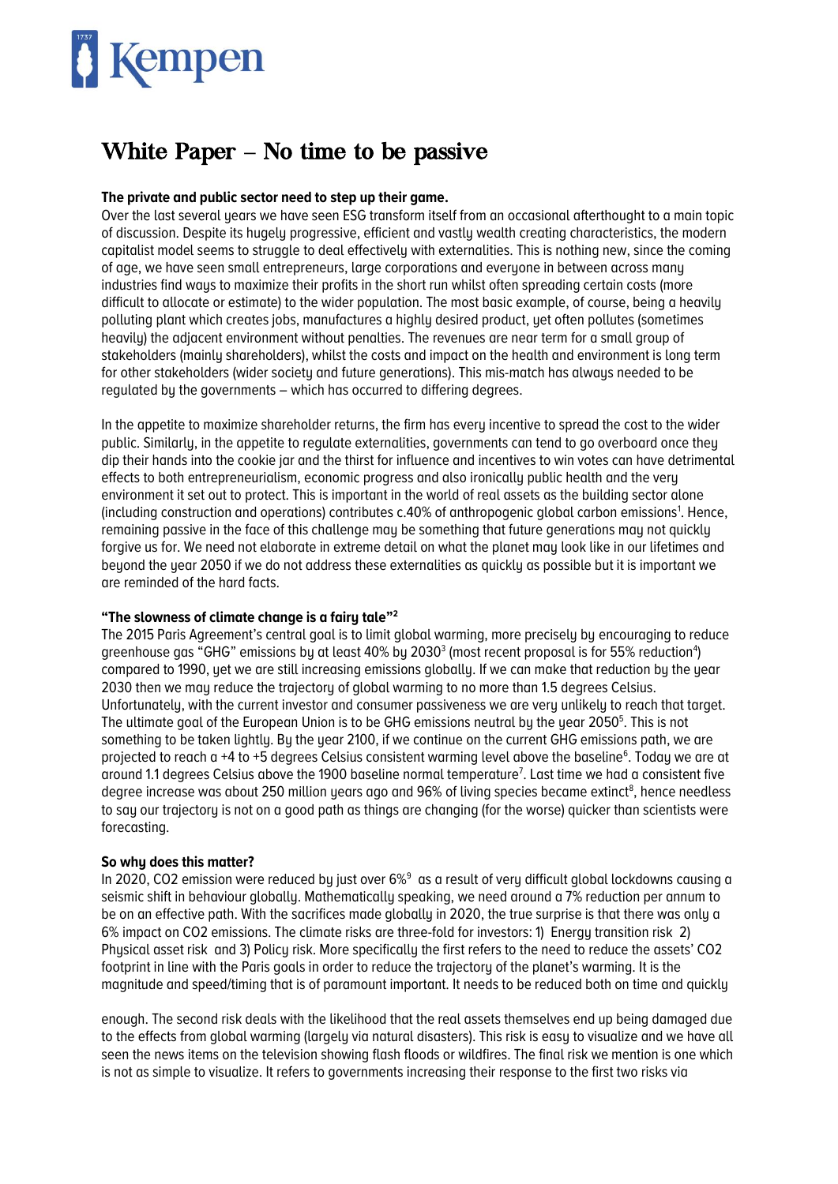# White Paper – No time to be passive

**The private and public sector need to step up their game.**

Over the last several years we have seen ESG transform itself from an occasional afterthought to a main topic of discussion. Despite its hugely progressive, efficient and vastly wealth creating characteristics, the modern capitalist model seems to struggle to deal effectively with externalities. This is nothing new, since the coming of age, we have seen small entrepreneurs, large corporations and everyone in between across many industries find ways to maximize their profits in the short run whilst often spreading certain costs (more difficult to allocate or estimate) to the wider population. The most basic example, of course, being a heavily polluting plant which creates jobs, manufactures a highly desired product, yet often pollutes (sometimes heavily) the adjacent environment without penalties. The revenues are near term for a small group of stakeholders (mainly shareholders), whilst the costs and impact on the health and environment is long term for other stakeholders (wider society and future generations). This mis-match has always needed to be regulated by the governments – which has occurred to differing degrees.

In the appetite to maximize shareholder returns, the firm has every incentive to spread the cost to the wider public. Similarly, in the appetite to regulate externalities, governments can tend to go overboard once they dip their hands into the cookie jar and the thirst for influence and incentives to win votes can have detrimental effects to both entrepreneurialism, economic progress and also ironically public health and the very environment it set out to protect. This is important in the world of real assets as the building sector alone (including construction and operations) contributes c.40% of anthropogenic global carbon emissions[1]. Hence, remaining passive in the face of this challenge may be something that future generations may not quickly forgive us for. We need not elaborate in extreme detail on what the planet may look like in our lifetimes and beyond the year 2050 if we do not address these externalities as quickly as possible but it is important we are reminded of the hard facts.

**"The slowness of climate change is a fairy tale"[2]**

The 2015 Paris Agreement's central goal is to limit global warming, more precisely by encouraging to reduce greenhouse gas "GHG" emissions by at least 40% by 2030[3] (most recent proposal is for 55% reduction[4]) compared to 1990, yet we are still increasing emissions globally. If we can make that reduction by the year 2030 then we may reduce the trajectory of global warming to no more than 1.5 degrees Celsius. Unfortunately, with the current investor and consumer passiveness we are very unlikely to reach that target. The ultimate goal of the European Union is to be GHG emissions neutral by the year 2050[5]. This is not something to be taken lightly. By the year 2100, if we continue on the current GHG emissions path, we are projected to reach a +4 to +5 degrees Celsius consistent warming level above the baseline[6]. Today we are at around 1.1 degrees Celsius above the 1900 baseline normal temperature[7]. Last time we had a consistent five degree increase was about 250 million years ago and 96% of living species became extinct[8], hence needless to say our trajectory is not on a good path as things are changing (for the worse) quicker than scientists were forecasting.

**So why does this matter?**

In 2020, CO2 emission were reduced by just over 6%[9] as a result of very difficult global lockdowns causing a seismic shift in behaviour globally. Mathematically speaking, we need around a 7% reduction per annum to be on an effective path. With the sacrifices made globally in 2020, the true surprise is that there was only a 6% impact on CO2 emissions. The climate risks are three-fold for investors: 1) Energy transition risk 2) Physical asset risk and 3) Policy risk. More specifically the first refers to the need to reduce the assets' CO2 footprint in line with the Paris goals in order to reduce the trajectory of the planet's warming. It is the magnitude and speed/timing that is of paramount important. It needs to be reduced both on time and quickly enough. The second risk deals with the likelihood that the real assets themselves end up being damaged due to the effects from global warming (largely via natural disasters). This risk is easy to visualize and we have all seen the news items on the television showing flash floods or wildfires. The final risk we mention is one which is not as simple to visualize. It refers to governments increasing their response to the first two risks via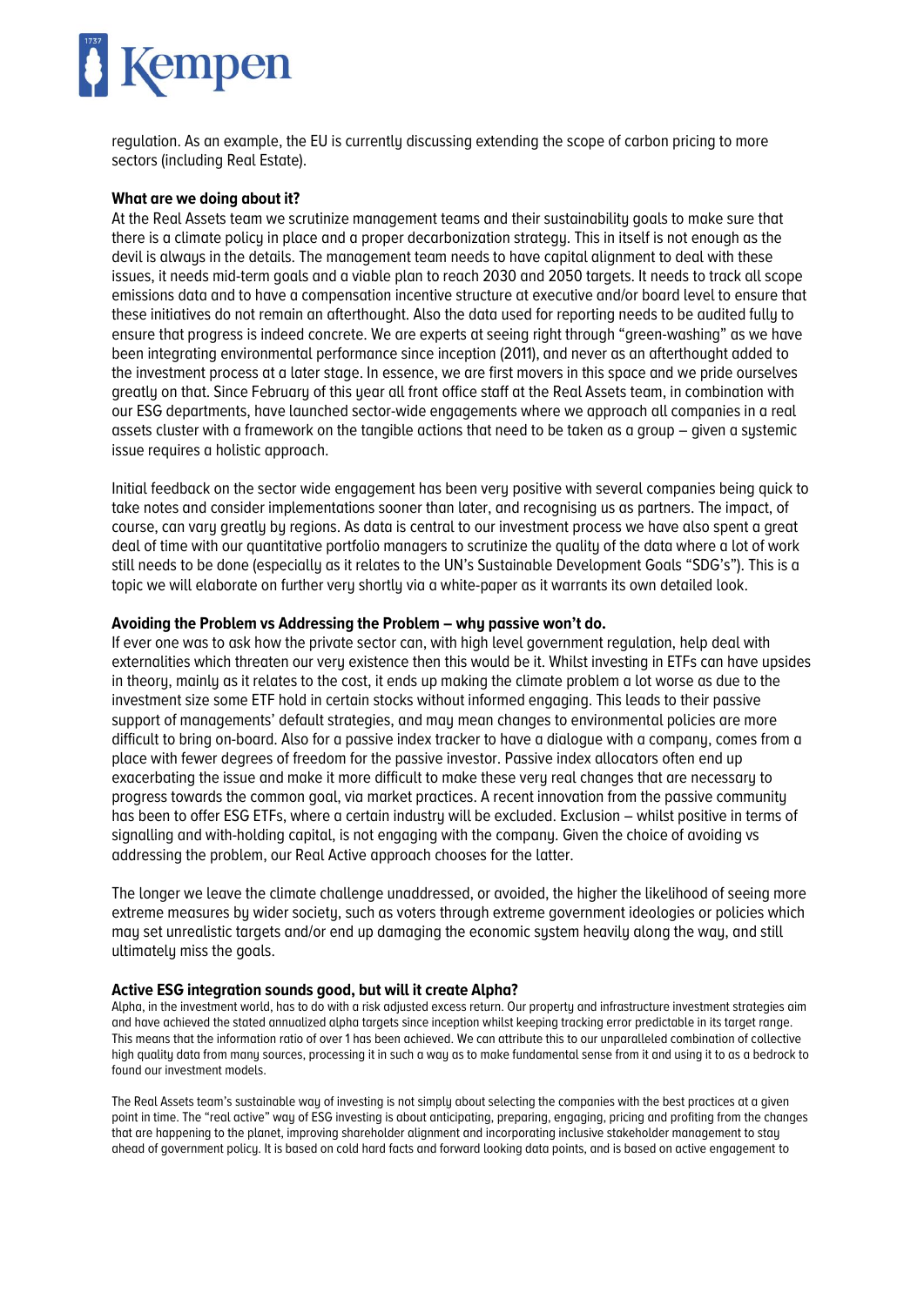regulation. As an example, the EU is currently discussing extending the scope of carbon pricing to more sectors (including Real Estate).

**What are we doing about it?**

At the Real Assets team we scrutinize management teams and their sustainability goals to make sure that there is a climate policy in place and a proper decarbonization strategy. This in itself is not enough as the devil is always in the details. The management team needs to have capital alignment to deal with these issues, it needs mid-term goals and a viable plan to reach 2030 and 2050 targets. It needs to track all scope emissions data and to have a compensation incentive structure at executive and/or board level to ensure that these initiatives do not remain an afterthought. Also the data used for reporting needs to be audited fully to ensure that progress is indeed concrete. We are experts at seeing right through "green-washing" as we have been integrating environmental performance since inception (2011), and never as an afterthought added to the investment process at a later stage. In essence, we are first movers in this space and we pride ourselves greatly on that. Since February of this year all front office staff at the Real Assets team, in combination with our ESG departments, have launched sector-wide engagements where we approach all companies in a real assets cluster with a framework on the tangible actions that need to be taken as a group – given a systemic issue requires a holistic approach.

Initial feedback on the sector wide engagement has been very positive with several companies being quick to take notes and consider implementations sooner than later, and recognising us as partners. The impact, of course, can vary greatly by regions. As data is central to our investment process we have also spent a great deal of time with our quantitative portfolio managers to scrutinize the quality of the data where a lot of work still needs to be done (especially as it relates to the UN's Sustainable Development Goals "SDG's"). This is a topic we will elaborate on further very shortly via a white-paper as it warrants its own detailed look.

**Avoiding the Problem vs Addressing the Problem – why passive won't do.**

If ever one was to ask how the private sector can, with high level government regulation, help deal with externalities which threaten our very existence then this would be it. Whilst investing in ETFs can have upsides in theory, mainly as it relates to the cost, it ends up making the climate problem a lot worse as due to the investment size some ETF hold in certain stocks without informed engaging. This leads to their passive support of managements' default strategies, and may mean changes to environmental policies are more difficult to bring on-board. Also for a passive index tracker to have a dialogue with a company, comes from a place with fewer degrees of freedom for the passive investor. Passive index allocators often end up exacerbating the issue and make it more difficult to make these very real changes that are necessary to progress towards the common goal, via market practices. A recent innovation from the passive community has been to offer ESG ETFs, where a certain industry will be excluded. Exclusion – whilst positive in terms of signalling and with-holding capital, is not engaging with the company. Given the choice of avoiding vs addressing the problem, our Real Active approach chooses for the latter.

The longer we leave the climate challenge unaddressed, or avoided, the higher the likelihood of seeing more extreme measures by wider society, such as voters through extreme government ideologies or policies which may set unrealistic targets and/or end up damaging the economic system heavily along the way, and still ultimately miss the goals.

**Active ESG integration sounds good, but will it create Alpha?**

Alpha, in the investment world, has to do with a risk adjusted excess return. Our property and infrastructure investment strategies aim and have achieved the stated annualized alpha targets since inception whilst keeping tracking error predictable in its target range. This means that the information ratio of over 1 has been achieved. We can attribute this to our unparalleled combination of collective high quality data from many sources, processing it in such a way as to make fundamental sense from it and using it to as a bedrock to found our investment models.

The Real Assets team's sustainable way of investing is not simply about selecting the companies with the best practices at a given point in time. The "real active" way of ESG investing is about anticipating, preparing, engaging, pricing and profiting from the changes that are happening to the planet, improving shareholder alignment and incorporating inclusive stakeholder management to stay ahead of government policy. It is based on cold hard facts and forward looking data points, and is based on active engagement to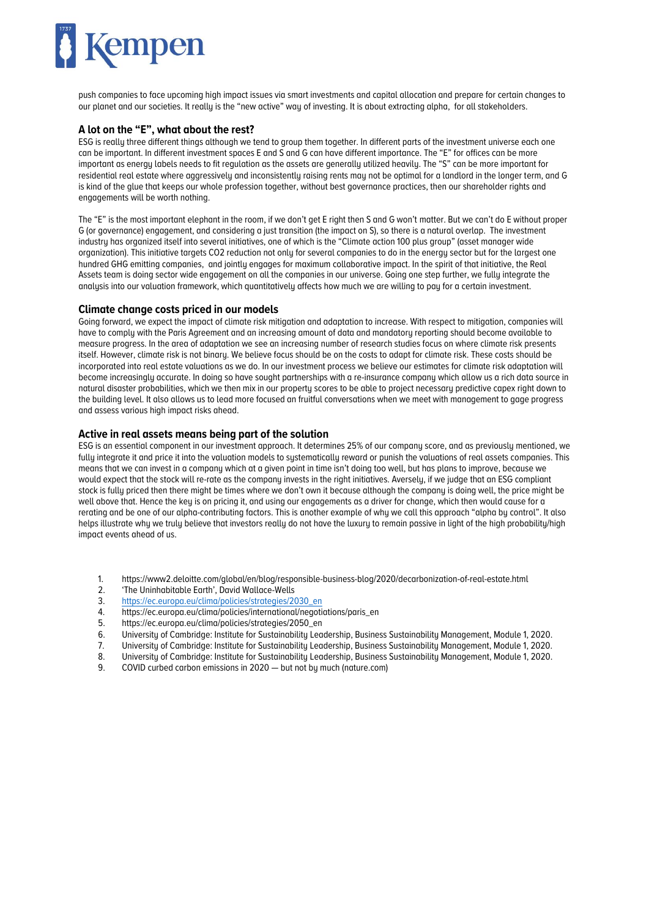push companies to face upcoming high impact issues via smart investments and capital allocation and prepare for certain changes to our planet and our societies. It really is the "new active" way of investing. It is about extracting alpha, for all stakeholders.

### A lot on the "E", what about the rest?

ESG is really three different things although we tend to group them together. In different parts of the investment universe each one can be important. In different investment spaces E and S and G can have different importance. The "E" for offices can be more important as energy labels needs to fit regulation as the assets are generally utilized heavily. The "S" can be more important for residential real estate where aggressively and inconsistently raising rents may not be optimal for a landlord in the longer term, and G is kind of the glue that keeps our whole profession together, without best governance practices, then our shareholder rights and engagements will be worth nothing.

The "E" is the most important elephant in the room, if we don't get E right then S and G won't matter. But we can't do E without proper G (or governance) engagement, and considering a just transition (the impact on S), so there is a natural overlap. The investment industry has organized itself into several initiatives, one of which is the "Climate action 100 plus group" (asset manager wide organization). This initiative targets CO2 reduction not only for several companies to do in the energy sector but for the largest one hundred GHG emitting companies, and jointly engages for maximum collaborative impact. In the spirit of that initiative, the Real Assets team is doing sector wide engagement on all the companies in our universe. Going one step further, we fully integrate the analysis into our valuation framework, which quantitatively affects how much we are willing to pay for a certain investment.

### Climate change costs priced in our models

Going forward, we expect the impact of climate risk mitigation and adaptation to increase. With respect to mitigation, companies will have to comply with the Paris Agreement and an increasing amount of data and mandatory reporting should become available to measure progress. In the area of adaptation we see an increasing number of research studies focus on where climate risk presents itself. However, climate risk is not binary. We believe focus should be on the costs to adapt for climate risk. These costs should be incorporated into real estate valuations as we do. In our investment process we believe our estimates for climate risk adaptation will become increasingly accurate. In doing so have sought partnerships with a re-insurance company which allow us a rich data source in natural disaster probabilities, which we then mix in our property scores to be able to project necessary predictive capex right down to the building level. It also allows us to lead more focused an fruitful conversations when we meet with management to gage progress and assess various high impact risks ahead.

### Active in real assets means being part of the solution

ESG is an essential component in our investment approach. It determines 25% of our company score, and as previously mentioned, we fully integrate it and price it into the valuation models to systematically reward or punish the valuations of real assets companies. This means that we can invest in a company which at a given point in time isn't doing too well, but has plans to improve, because we would expect that the stock will re-rate as the company invests in the right initiatives. Aversely, if we judge that an ESG compliant stock is fully priced then there might be times where we don't own it because although the company is doing well, the price might be well above that. Hence the key is on pricing it, and using our engagements as a driver for change, which then would cause for a rerating and be one of our alpha-contributing factors. This is another example of why we call this approach "alpha by control". It also helps illustrate why we truly believe that investors really do not have the luxury to remain passive in light of the high probability/high impact events ahead of us.

1. https://www2.deloitte.com/global/en/blog/responsible-business-blog/2020/decarbonization-of-real-estate.html
2. 'The Uninhabitable Earth', David Wallace-Wells
3. https://ec.europa.eu/clima/policies/strategies/2030_en
4. https://ec.europa.eu/clima/policies/international/negotiations/paris_en
5. https://ec.europa.eu/clima/policies/strategies/2050_en
6. University of Cambridge: Institute for Sustainability Leadership, Business Sustainability Management, Module 1, 2020.
7. University of Cambridge: Institute for Sustainability Leadership, Business Sustainability Management, Module 1, 2020.
8. University of Cambridge: Institute for Sustainability Leadership, Business Sustainability Management, Module 1, 2020.
9. COVID curbed carbon emissions in 2020 — but not by much (nature.com)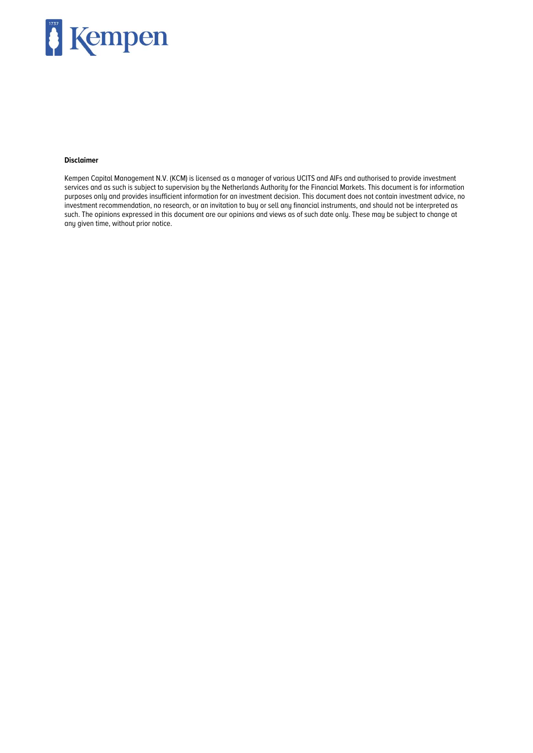**Disclaimer**

Kempen Capital Management N.V. (KCM) is licensed as a manager of various UCITS and AIFs and authorised to provide investment services and as such is subject to supervision by the Netherlands Authority for the Financial Markets. This document is for information purposes only and provides insufficient information for an investment decision. This document does not contain investment advice, no investment recommendation, no research, or an invitation to buy or sell any financial instruments, and should not be interpreted as such. The opinions expressed in this document are our opinions and views as of such date only. These may be subject to change at any given time, without prior notice.